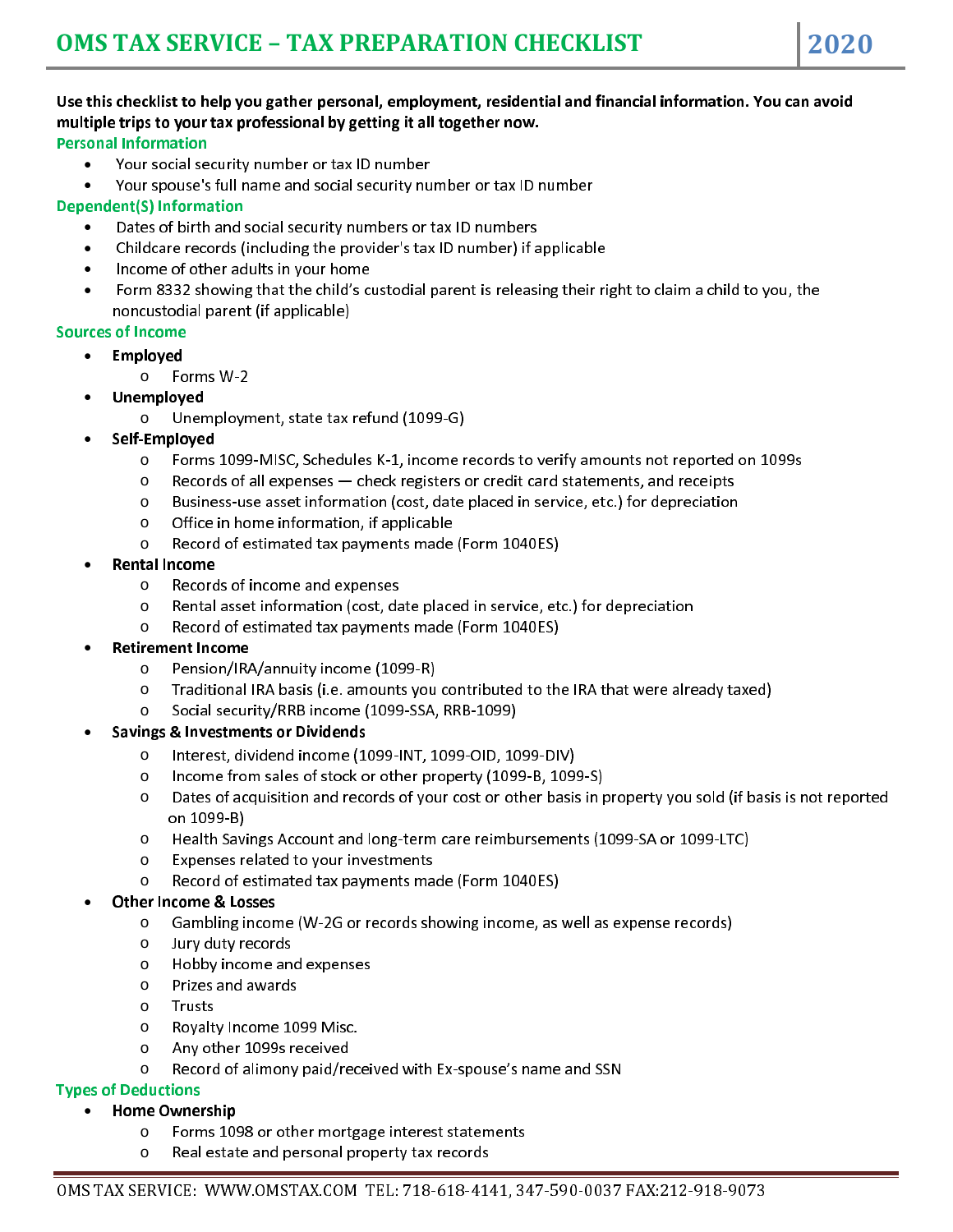# OMS TAX SERVICE – TAX PREPARATION CHECKLIST 2020

**Use this checklist to help you gather personal, employment, residential and financial information. You can avoid multiple trips to your tax professional by getting it all together now.**

## Personal Information

- Your social security number or tax ID number
- Your spouse's full name and social security number or tax ID number

## Dependent(S) Information

- Dates of birth and social security numbers or tax ID numbers
- Childcare records (including the provider's tax ID number) if applicable
- Income of other adults in your home
- Form 8332 showing that the child's custodial parent is releasing their right to claim a child to you, the noncustodial parent (if applicable)

## Sources of Income

- **Employed**
  - Forms W-2
- **Unemployed**
  - Unemployment, state tax refund (1099-G)
- **Self-Employed**
  - Forms 1099-MISC, Schedules K-1, income records to verify amounts not reported on 1099s
  - Records of all expenses — check registers or credit card statements, and receipts
  - Business-use asset information (cost, date placed in service, etc.) for depreciation
  - Office in home information, if applicable
  - Record of estimated tax payments made (Form 1040ES)
- **Rental Income**
  - Records of income and expenses
  - Rental asset information (cost, date placed in service, etc.) for depreciation
  - Record of estimated tax payments made (Form 1040ES)
- **Retirement Income**
  - Pension/IRA/annuity income (1099-R)
  - Traditional IRA basis (i.e. amounts you contributed to the IRA that were already taxed)
  - Social security/RRB income (1099-SSA, RRB-1099)
- **Savings & Investments or Dividends**
  - Interest, dividend income (1099-INT, 1099-OID, 1099-DIV)
  - Income from sales of stock or other property (1099-B, 1099-S)
  - Dates of acquisition and records of your cost or other basis in property you sold (if basis is not reported on 1099-B)
  - Health Savings Account and long-term care reimbursements (1099-SA or 1099-LTC)
  - Expenses related to your investments
  - Record of estimated tax payments made (Form 1040ES)
- **Other Income & Losses**
  - Gambling income (W-2G or records showing income, as well as expense records)
  - Jury duty records
  - Hobby income and expenses
  - Prizes and awards
  - Trusts
  - Royalty Income 1099 Misc.
  - Any other 1099s received
  - Record of alimony paid/received with Ex-spouse's name and SSN

## Types of Deductions

- **Home Ownership**
  - Forms 1098 or other mortgage interest statements
  - Real estate and personal property tax records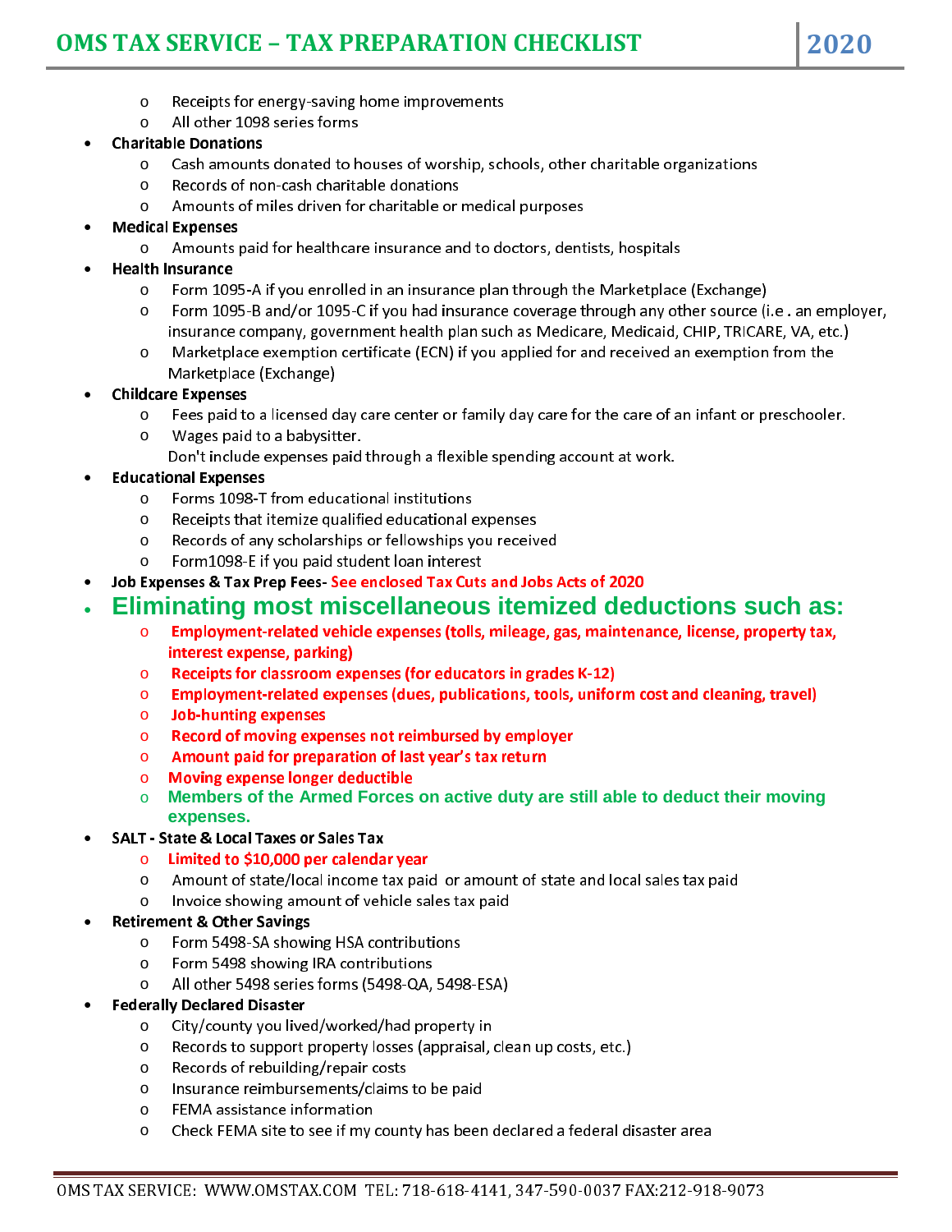- Receipts for energy-saving home improvements
- All other 1098 series forms

- **Charitable Donations**
  - Cash amounts donated to houses of worship, schools, other charitable organizations
  - Records of non-cash charitable donations
  - Amounts of miles driven for charitable or medical purposes
- **Medical Expenses**
  - Amounts paid for healthcare insurance and to doctors, dentists, hospitals
- **Health Insurance**
  - Form 1095-A if you enrolled in an insurance plan through the Marketplace (Exchange)
  - Form 1095-B and/or 1095-C if you had insurance coverage through any other source (i.e . an employer, insurance company, government health plan such as Medicare, Medicaid, CHIP, TRICARE, VA, etc.)
  - Marketplace exemption certificate (ECN) if you applied for and received an exemption from the Marketplace (Exchange)
- **Childcare Expenses**
  - Fees paid to a licensed day care center or family day care for the care of an infant or preschooler.
  - Wages paid to a babysitter.

    Don't include expenses paid through a flexible spending account at work.
- **Educational Expenses**
  - Forms 1098-T from educational institutions
  - Receipts that itemize qualified educational expenses
  - Records of any scholarships or fellowships you received
  - Form1098-E if you paid student loan interest
- **Job Expenses & Tax Prep Fees- See enclosed Tax Cuts and Jobs Acts of 2020**
- **Eliminating most miscellaneous itemized deductions such as:**
  - **Employment-related vehicle expenses (tolls, mileage, gas, maintenance, license, property tax, interest expense, parking)**
  - **Receipts for classroom expenses (for educators in grades K-12)**
  - **Employment-related expenses (dues, publications, tools, uniform cost and cleaning, travel)**
  - **Job-hunting expenses**
  - **Record of moving expenses not reimbursed by employer**
  - **Amount paid for preparation of last year's tax return**
  - **Moving expense longer deductible**
  - **Members of the Armed Forces on active duty are still able to deduct their moving expenses.**
- **SALT - State & Local Taxes or Sales Tax**
  - **Limited to $10,000 per calendar year**
  - Amount of state/local income tax paid or amount of state and local sales tax paid
  - Invoice showing amount of vehicle sales tax paid
- **Retirement & Other Savings**
  - Form 5498-SA showing HSA contributions
  - Form 5498 showing IRA contributions
  - All other 5498 series forms (5498-QA, 5498-ESA)
- **Federally Declared Disaster**
  - City/county you lived/worked/had property in
  - Records to support property losses (appraisal, clean up costs, etc.)
  - Records of rebuilding/repair costs
  - Insurance reimbursements/claims to be paid
  - FEMA assistance information
  - Check FEMA site to see if my county has been declared a federal disaster area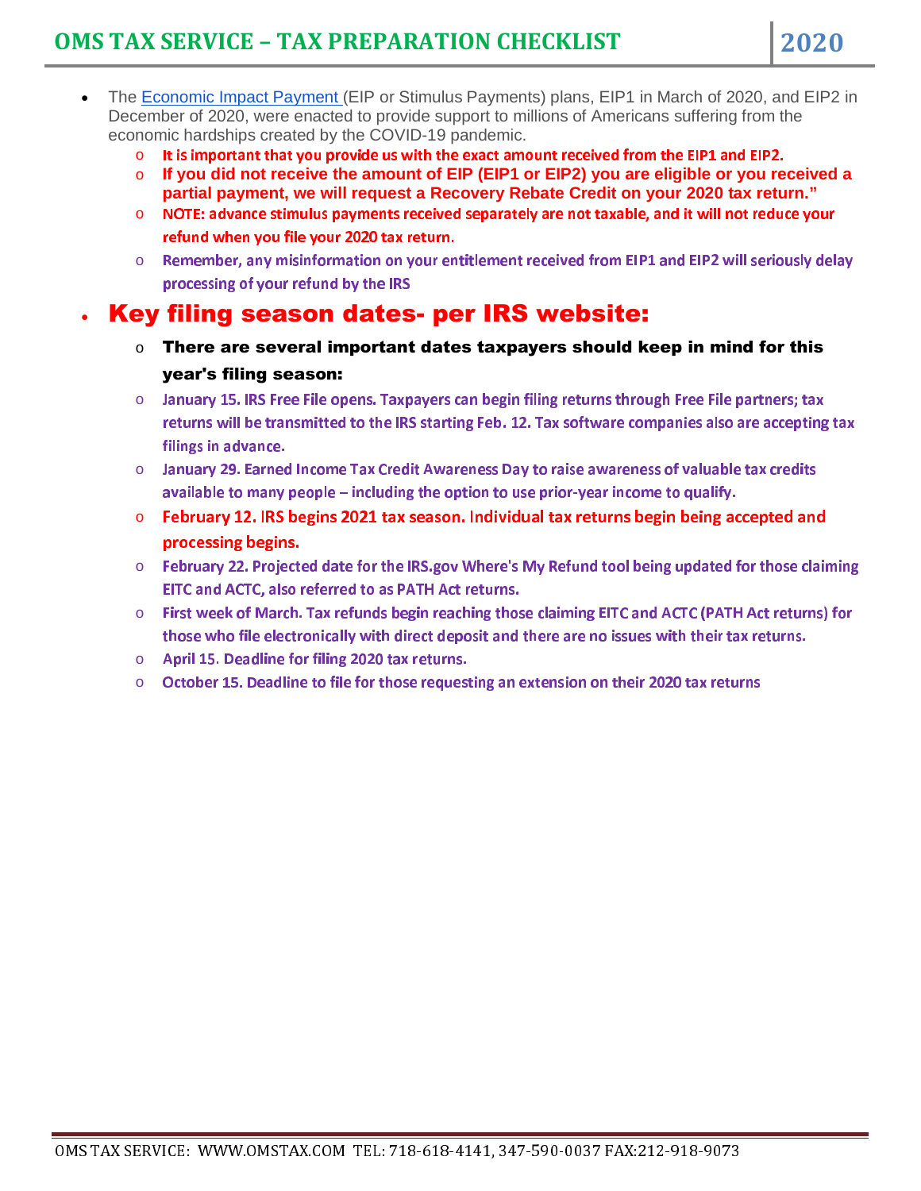- The Economic Impact Payment (EIP or Stimulus Payments) plans, EIP1 in March of 2020, and EIP2 in December of 2020, were enacted to provide support to millions of Americans suffering from the economic hardships created by the COVID-19 pandemic.
  - **It is important that you provide us with the exact amount received from the EIP1 and EIP2.**
  - **If you did not receive the amount of EIP (EIP1 or EIP2) you are eligible or you received a partial payment, we will request a Recovery Rebate Credit on your 2020 tax return."**
  - **NOTE: advance stimulus payments received separately are not taxable, and it will not reduce your refund when you file your 2020 tax return.**
  - **Remember, any misinformation on your entitlement received from EIP1 and EIP2 will seriously delay processing of your refund by the IRS**

- ## Key filing season dates- per IRS website:
  - **There are several important dates taxpayers should keep in mind for this year's filing season:**
  - **January 15. IRS Free File opens. Taxpayers can begin filing returns through Free File partners; tax returns will be transmitted to the IRS starting Feb. 12. Tax software companies also are accepting tax filings in advance.**
  - **January 29. Earned Income Tax Credit Awareness Day to raise awareness of valuable tax credits available to many people – including the option to use prior-year income to qualify.**
  - **February 12. IRS begins 2021 tax season. Individual tax returns begin being accepted and processing begins.**
  - **February 22. Projected date for the IRS.gov Where's My Refund tool being updated for those claiming EITC and ACTC, also referred to as PATH Act returns.**
  - **First week of March. Tax refunds begin reaching those claiming EITC and ACTC (PATH Act returns) for those who file electronically with direct deposit and there are no issues with their tax returns.**
  - **April 15. Deadline for filing 2020 tax returns.**
  - **October 15. Deadline to file for those requesting an extension on their 2020 tax returns**